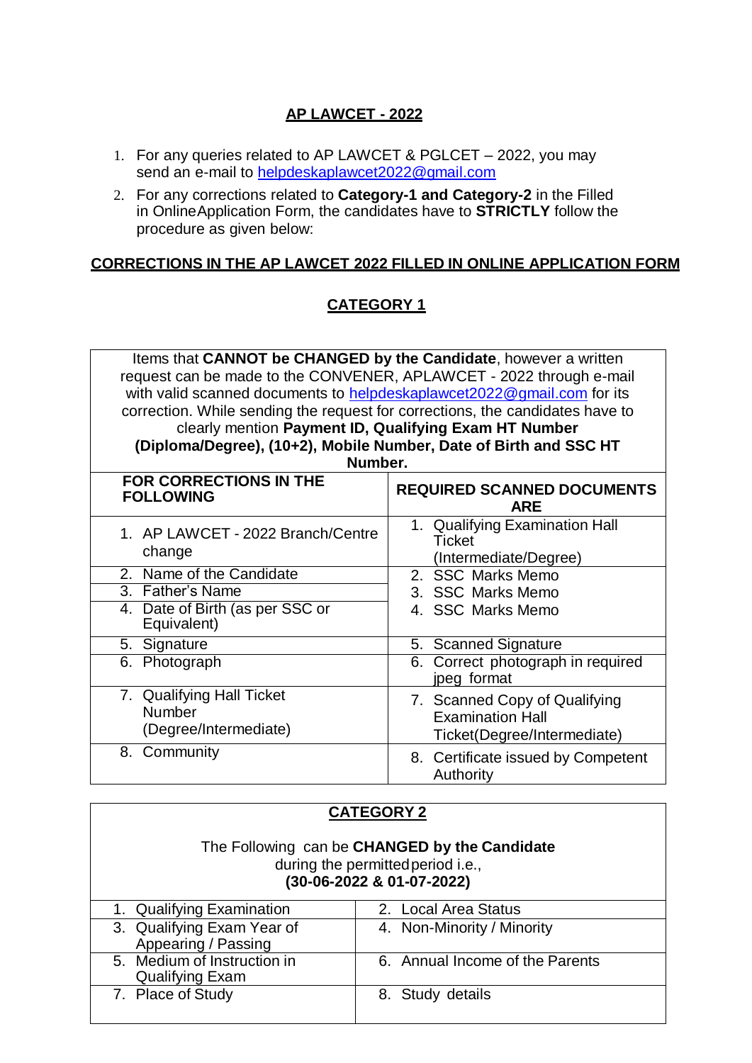# AP LAWCET - 2022

1. For any queries related to AP LAWCET & PGLCET – 2022, you may send an e-mail to helpdeskaplawcet2022@gmail.com
2. For any corrections related to **Category-1 and Category-2** in the Filled in OnlineApplication Form, the candidates have to **STRICTLY** follow the procedure as given below:

## CORRECTIONS IN THE AP LAWCET 2022 FILLED IN ONLINE APPLICATION FORM

### CATEGORY 1

Items that **CANNOT be CHANGED by the Candidate**, however a written request can be made to the CONVENER, APLAWCET - 2022 through e-mail with valid scanned documents to helpdeskaplawcet2022@gmail.com for its correction. While sending the request for corrections, the candidates have to clearly mention **Payment ID, Qualifying Exam HT Number (Diploma/Degree), (10+2), Mobile Number, Date of Birth and SSC HT Number.**

| FOR CORRECTIONS IN THE FOLLOWING | REQUIRED SCANNED DOCUMENTS ARE |
|---|---|
| 1. AP LAWCET - 2022 Branch/Centre change | 1. Qualifying Examination Hall Ticket (Intermediate/Degree) |
| 2. Name of the Candidate | 2. SSC Marks Memo |
| 3. Father's Name | 3. SSC Marks Memo |
| 4. Date of Birth (as per SSC or Equivalent) | 4. SSC Marks Memo |
| 5. Signature | 5. Scanned Signature |
| 6. Photograph | 6. Correct photograph in required jpeg format |
| 7. Qualifying Hall Ticket Number (Degree/Intermediate) | 7. Scanned Copy of Qualifying Examination Hall Ticket(Degree/Intermediate) |
| 8. Community | 8. Certificate issued by Competent Authority |

### CATEGORY 2

The Following can be **CHANGED by the Candidate** during the permitted period i.e., **(30-06-2022 & 01-07-2022)**

| | |
|---|---|
| 1. Qualifying Examination | 2. Local Area Status |
| 3. Qualifying Exam Year of Appearing / Passing | 4. Non-Minority / Minority |
| 5. Medium of Instruction in Qualifying Exam | 6. Annual Income of the Parents |
| 7. Place of Study | 8. Study details |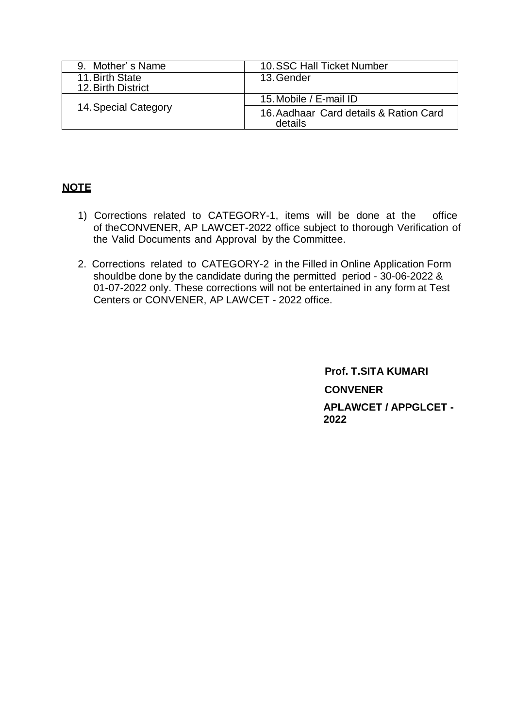| | |
|---|---|
| 9. Mother' s Name | 10. SSC Hall Ticket Number |
| 11. Birth State<br>12. Birth District | 13. Gender |
| 14. Special Category | 15. Mobile / E-mail ID |
| | 16. Aadhaar Card details & Ration Card details |

**NOTE**

1) Corrections related to CATEGORY-1, items will be done at the office of theCONVENER, AP LAWCET-2022 office subject to thorough Verification of the Valid Documents and Approval by the Committee.

2. Corrections related to CATEGORY-2 in the Filled in Online Application Form shouldbe done by the candidate during the permitted period - 30-06-2022 & 01-07-2022 only. These corrections will not be entertained in any form at Test Centers or CONVENER, AP LAWCET - 2022 office.

**Prof. T.SITA KUMARI**

**CONVENER**

**APLAWCET / APPGLCET - 2022**